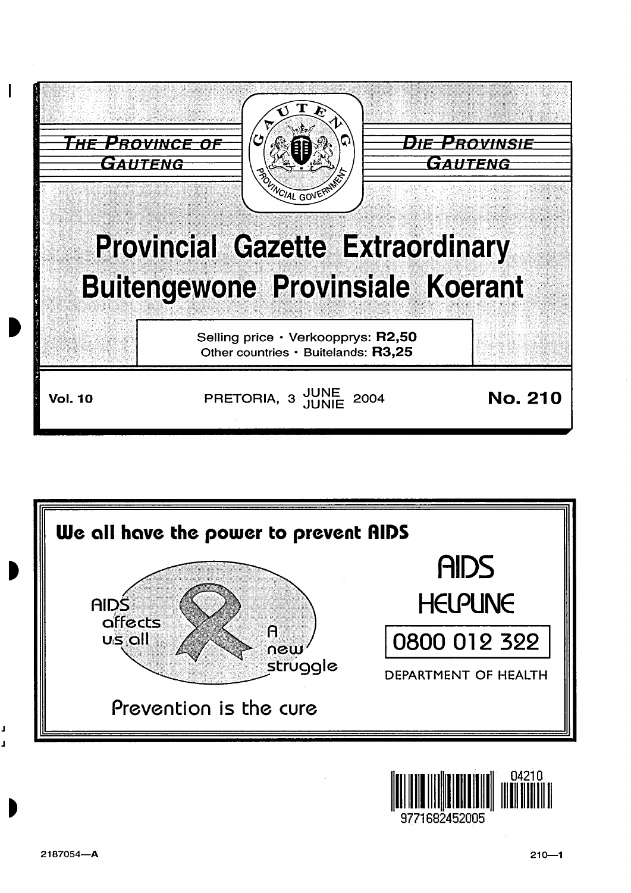THE PROVINCE OF GAUTENG

DIE PROVINSIE GAUTENG

# Provincial Gazette Extraordinary
# Buitengewone Provinsiale Koerant

Selling price • Verkoopprys: **R2,50**
Other countries • Buitelands: **R3,25**

**Vol. 10** PRETORIA, 3 JUNE JUNIE 2004 **No. 210**

**We all have the power to prevent AIDS**

AIDS affects us all

A new struggle

Prevention is the cure

AIDS HELPLINE

0800 012 322

DEPARTMENT OF HEALTH

2187054—A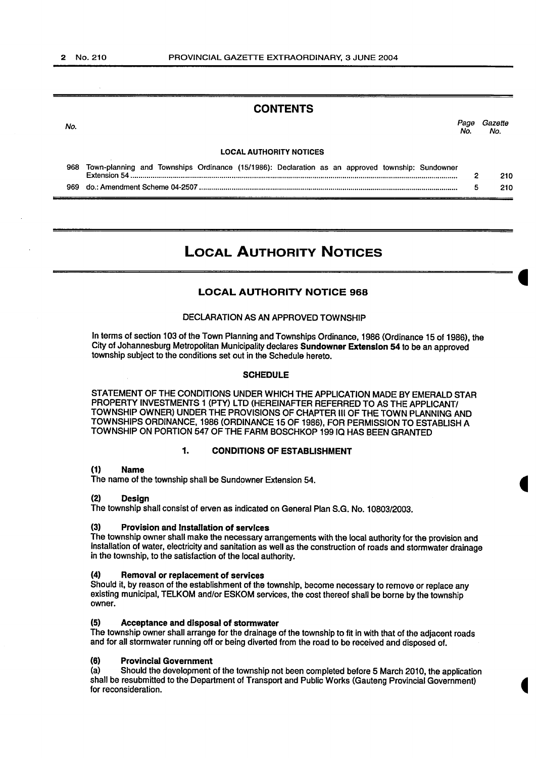## CONTENTS

| No. | | Page No. | Gazette No. |
|---|---|---|---|
| | **LOCAL AUTHORITY NOTICES** | | |
| 968 | Town-planning and Townships Ordinance (15/1986): Declaration as an approved township: Sundowner Extension 54 | 2 | 210 |
| 969 | do.: Amendment Scheme 04-2507 | 5 | 210 |

# LOCAL AUTHORITY NOTICES

## LOCAL AUTHORITY NOTICE 968

DECLARATION AS AN APPROVED TOWNSHIP

In terms of section 103 of the Town Planning and Townships Ordinance, 1986 (Ordinance 15 of 1986), the City of Johannesburg Metropolitan Municipality declares **Sundowner Extension 54** to be an approved township subject to the conditions set out in the Schedule hereto.

**SCHEDULE**

STATEMENT OF THE CONDITIONS UNDER WHICH THE APPLICATION MADE BY EMERALD STAR PROPERTY INVESTMENTS 1 (PTY) LTD (HEREINAFTER REFERRED TO AS THE APPLICANT/ TOWNSHIP OWNER) UNDER THE PROVISIONS OF CHAPTER III OF THE TOWN PLANNING AND TOWNSHIPS ORDINANCE, 1986 (ORDINANCE 15 OF 1986), FOR PERMISSION TO ESTABLISH A TOWNSHIP ON PORTION 547 OF THE FARM BOSCHKOP 199 IQ HAS BEEN GRANTED

### 1. CONDITIONS OF ESTABLISHMENT

**(1) Name**
The name of the township shall be Sundowner Extension 54.

**(2) Design**
The township shall consist of erven as indicated on General Plan S.G. No. 10803/2003.

**(3) Provision and Installation of services**
The township owner shall make the necessary arrangements with the local authority for the provision and installation of water, electricity and sanitation as well as the construction of roads and stormwater drainage in the township, to the satisfaction of the local authority.

**(4) Removal or replacement of services**
Should it, by reason of the establishment of the township, become necessary to remove or replace any existing municipal, TELKOM and/or ESKOM services, the cost thereof shall be borne by the township owner.

**(5) Acceptance and disposal of stormwater**
The township owner shall arrange for the drainage of the township to fit in with that of the adjacent roads and for all stormwater running off or being diverted from the road to be received and disposed of.

**(6) Provincial Government**
(a) Should the development of the township not been completed before 5 March 2010, the application shall be resubmitted to the Department of Transport and Public Works (Gauteng Provincial Government) for reconsideration.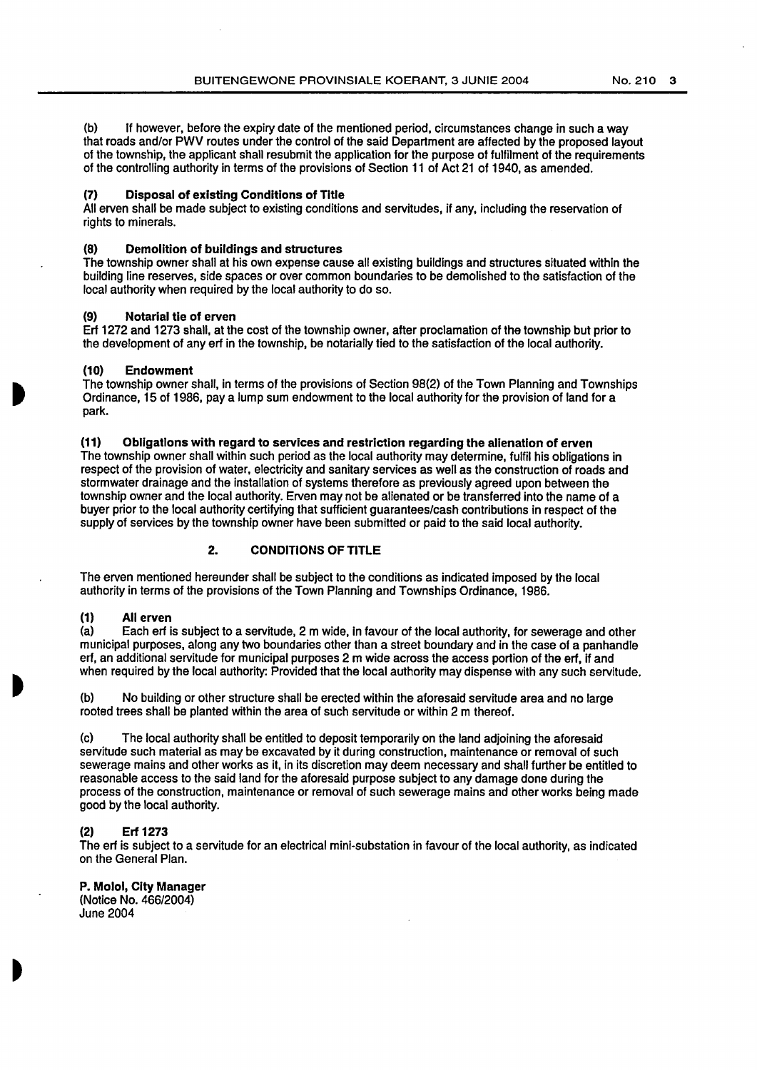(b) If however, before the expiry date of the mentioned period, circumstances change in such a way that roads and/or PWV routes under the control of the said Department are affected by the proposed layout of the township, the applicant shall resubmit the application for the purpose of fulfilment of the requirements of the controlling authority in terms of the provisions of Section 11 of Act 21 of 1940, as amended.

**(7) Disposal of existing Conditions of Title**

All erven shall be made subject to existing conditions and servitudes, if any, including the reservation of rights to minerals.

**(8) Demolition of buildings and structures**

The township owner shall at his own expense cause all existing buildings and structures situated within the building line reserves, side spaces or over common boundaries to be demolished to the satisfaction of the local authority when required by the local authority to do so.

**(9) Notarial tie of erven**

Erf 1272 and 1273 shall, at the cost of the township owner, after proclamation of the township but prior to the development of any erf in the township, be notarially tied to the satisfaction of the local authority.

**(10) Endowment**

The township owner shall, in terms of the provisions of Section 98(2) of the Town Planning and Townships Ordinance, 15 of 1986, pay a lump sum endowment to the local authority for the provision of land for a park.

**(11) Obligations with regard to services and restriction regarding the alienation of erven**

The township owner shall within such period as the local authority may determine, fulfil his obligations in respect of the provision of water, electricity and sanitary services as well as the construction of roads and stormwater drainage and the installation of systems therefore as previously agreed upon between the township owner and the local authority. Erven may not be alienated or be transferred into the name of a buyer prior to the local authority certifying that sufficient guarantees/cash contributions in respect of the supply of services by the township owner have been submitted or paid to the said local authority.

## 2. CONDITIONS OF TITLE

The erven mentioned hereunder shall be subject to the conditions as indicated imposed by the local authority in terms of the provisions of the Town Planning and Townships Ordinance, 1986.

**(1) All erven**

(a) Each erf is subject to a servitude, 2 m wide, in favour of the local authority, for sewerage and other municipal purposes, along any two boundaries other than a street boundary and in the case of a panhandle erf, an additional servitude for municipal purposes 2 m wide across the access portion of the erf, if and when required by the local authority: Provided that the local authority may dispense with any such servitude.

(b) No building or other structure shall be erected within the aforesaid servitude area and no large rooted trees shall be planted within the area of such servitude or within 2 m thereof.

(c) The local authority shall be entitled to deposit temporarily on the land adjoining the aforesaid servitude such material as may be excavated by it during construction, maintenance or removal of such sewerage mains and other works as it, in its discretion may deem necessary and shall further be entitled to reasonable access to the said land for the aforesaid purpose subject to any damage done during the process of the construction, maintenance or removal of such sewerage mains and other works being made good by the local authority.

**(2) Erf 1273**

The erf is subject to a servitude for an electrical mini-substation in favour of the local authority, as indicated on the General Plan.

**P. Moloi, City Manager**
(Notice No. 466/2004)
June 2004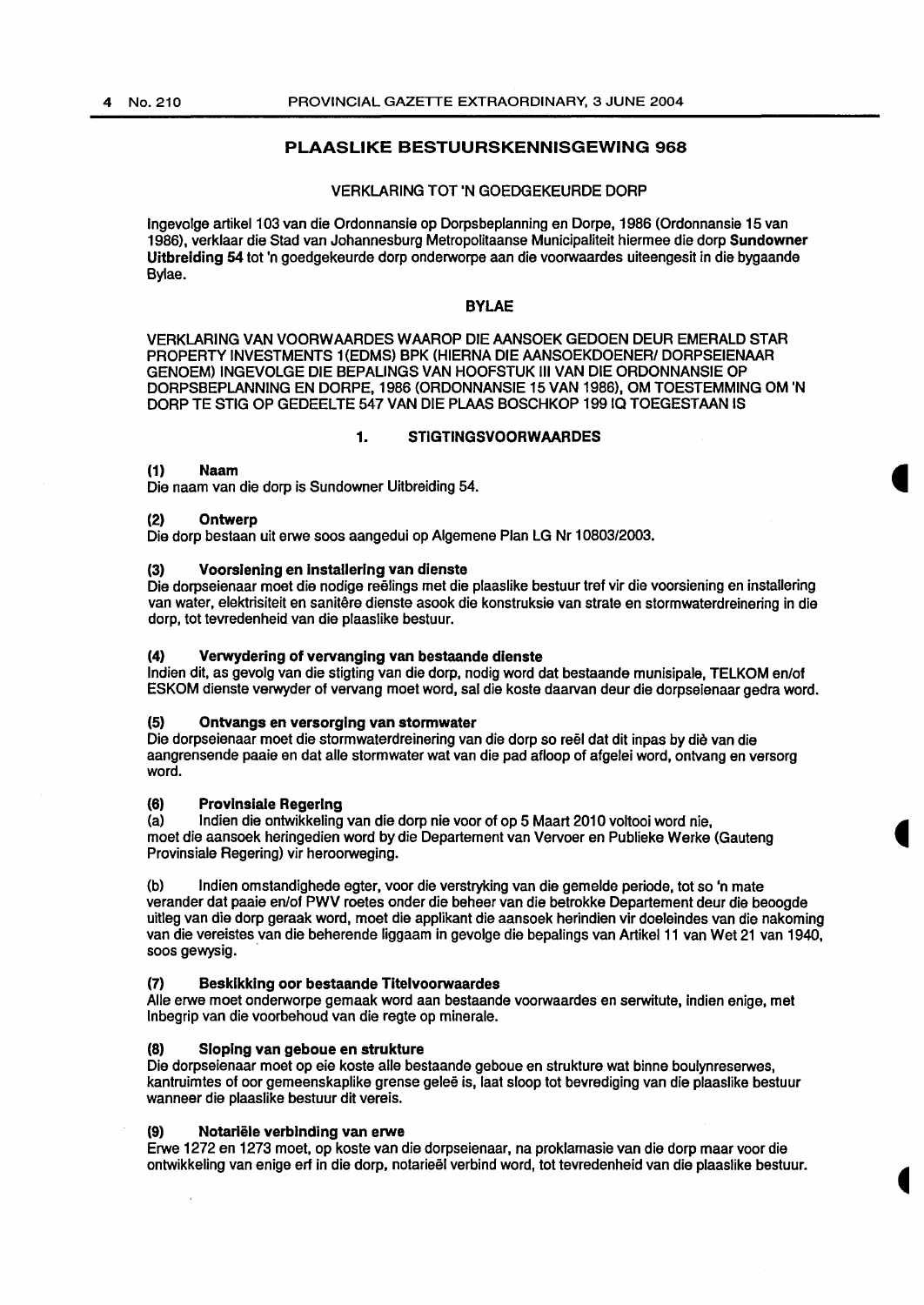## PLAASLIKE BESTUURSKENNISGEWING 968

VERKLARING TOT 'N GOEDGEKEURDE DORP

Ingevolge artikel 103 van die Ordonnansie op Dorpsbeplanning en Dorpe, 1986 (Ordonnansie 15 van 1986), verklaar die Stad van Johannesburg Metropolitaanse Municipaliteit hiermee die dorp **Sundowner Uitbreiding 54** tot 'n goedgekeurde dorp onderworpe aan die voorwaardes uiteengesit in die bygaande Bylae.

### BYLAE

VERKLARING VAN VOORWAARDES WAAROP DIE AANSOEK GEDOEN DEUR EMERALD STAR PROPERTY INVESTMENTS 1(EDMS) BPK (HIERNA DIE AANSOEKDOENER/ DORPSEIENAAR GENOEM) INGEVOLGE DIE BEPALINGS VAN HOOFSTUK III VAN DIE ORDONNANSIE OP DORPSBEPLANNING EN DORPE, 1986 (ORDONNANSIE 15 VAN 1986), OM TOESTEMMING OM 'N DORP TE STIG OP GEDEELTE 547 VAN DIE PLAAS BOSCHKOP 199 IQ TOEGESTAAN IS

### 1. STIGTINGSVOORWAARDES

**(1) Naam**
Die naam van die dorp is Sundowner Uitbreiding 54.

**(2) Ontwerp**
Die dorp bestaan uit erwe soos aangedui op Algemene Plan LG Nr 10803/2003.

**(3) Voorsiening en installering van dienste**
Die dorpseienaar moet die nodige reëlings met die plaaslike bestuur tref vir die voorsiening en installering van water, elektrisiteit en sanitêre dienste asook die konstruksie van strate en stormwaterdreinering in die dorp, tot tevredenheid van die plaaslike bestuur.

**(4) Verwydering of vervanging van bestaande dienste**
Indien dit, as gevolg van die stigting van die dorp, nodig word dat bestaande munisipale, TELKOM en/of ESKOM dienste verwyder of vervang moet word, sal die koste daarvan deur die dorpseienaar gedra word.

**(5) Ontvangs en versorging van stormwater**
Die dorpseienaar moet die stormwaterdreinering van die dorp so reël dat dit inpas by diè van die aangrensende paaie en dat alle stormwater wat van die pad afloop of afgelei word, ontvang en versorg word.

**(6) Provinsiale Regering**
(a) Indien die ontwikkeling van die dorp nie voor of op 5 Maart 2010 voltooi word nie, moet die aansoek heringedien word by die Departement van Vervoer en Publieke Werke (Gauteng Provinsiale Regering) vir heroorweging.

(b) Indien omstandighede egter, voor die verstryking van die gemelde periode, tot so 'n mate verander dat paaie en/of PWV roetes onder die beheer van die betrokke Departement deur die beoogde uitleg van die dorp geraak word, moet die applikant die aansoek herindien vir doeleindes van die nakoming van die vereistes van die beherende liggaam in gevolge die bepalings van Artikel 11 van Wet 21 van 1940, soos gewysig.

**(7) Beskikking oor bestaande Titelvoorwaardes**
Alle erwe moet onderworpe gemaak word aan bestaande voorwaardes en serwitute, indien enige, met inbegrip van die voorbehoud van die regte op minerale.

**(8) Sloping van geboue en strukture**
Die dorpseienaar moet op eie koste alle bestaande geboue en strukture wat binne boulynreserwes, kantruimtes of oor gemeenskaplike grense geleë is, laat sloop tot bevrediging van die plaaslike bestuur wanneer die plaaslike bestuur dit vereis.

**(9) Notariële verbinding van erwe**
Erwe 1272 en 1273 moet, op koste van die dorpseienaar, na proklamasie van die dorp maar voor die ontwikkeling van enige erf in die dorp, notarieël verbind word, tot tevredenheid van die plaaslike bestuur.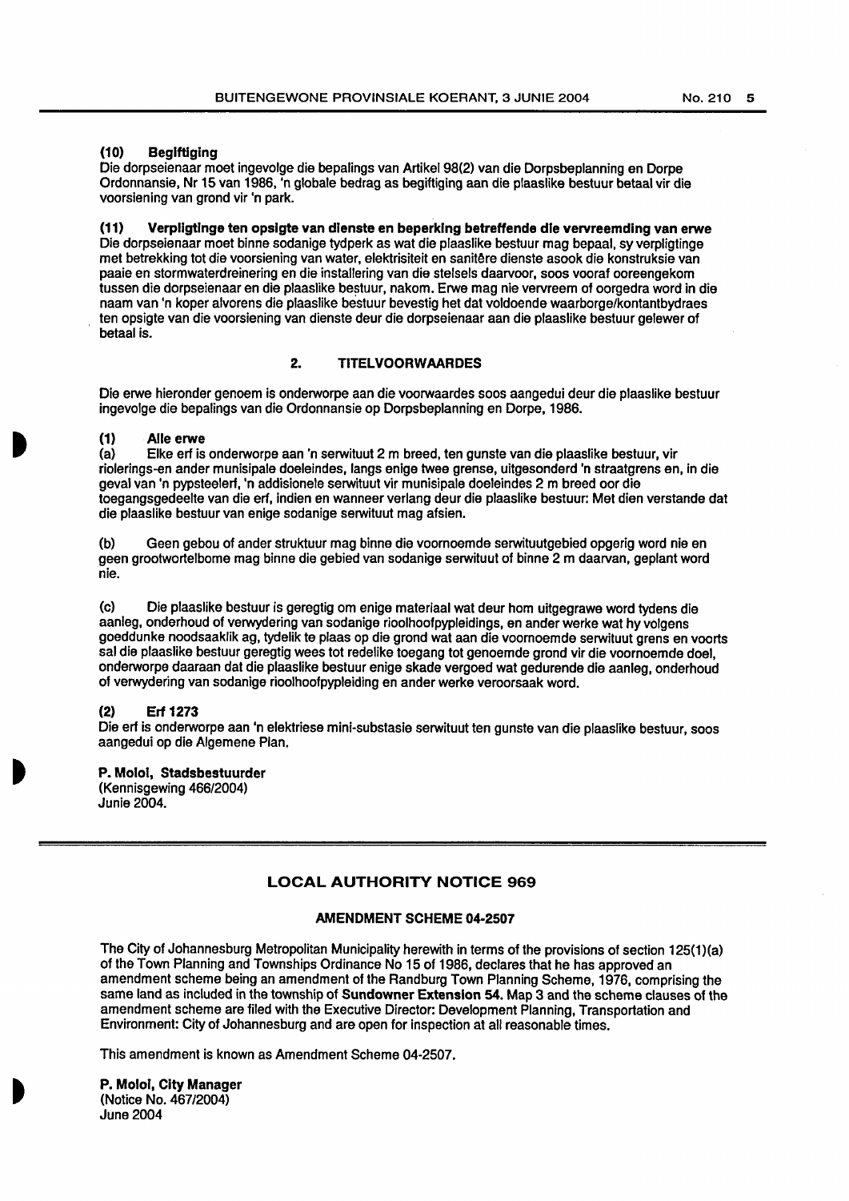**(10) Begiftiging**

Die dorpseienaar moet ingevolge die bepalings van Artikel 98(2) van die Dorpsbeplanning en Dorpe Ordonnansie, Nr 15 van 1986, 'n globale bedrag as begiftiging aan die plaaslike bestuur betaal vir die voorsiening van grond vir 'n park.

**(11) Verpligtinge ten opsigte van dienste en beperking betreffende die vervreemding van erwe**

Die dorpseienaar moet binne sodanige tydperk as wat die plaaslike bestuur mag bepaal, sy verpligtinge met betrekking tot die voorsiening van water, elektrisiteit en sanitêre dienste asook die konstruksie van paaie en stormwaterdreinering en die installering van die stelsels daarvoor, soos vooraf ooreengekom tussen die dorpseienaar en die plaaslike bestuur, nakom. Erwe mag nie vervreem of oorgedra word in die naam van 'n koper alvorens die plaaslike bestuur bevestig het dat voldoende waarborge/kontantbydraes ten opsigte van die voorsiening van dienste deur die dorpseienaar aan die plaaslike bestuur gelewer of betaal is.

## 2. TITELVOORWAARDES

Die erwe hieronder genoem is onderworpe aan die voorwaardes soos aangedui deur die plaaslike bestuur ingevolge die bepalings van die Ordonnansie op Dorpsbeplanning en Dorpe, 1986.

**(1) Alle erwe**

(a) Elke erf is onderworpe aan 'n serwituut 2 m breed, ten gunste van die plaaslike bestuur, vir riolerings-en ander munisipale doeleindes, langs enige twee grense, uitgesonderd 'n straatgrens en, in die geval van 'n pypsteelerf, 'n addisionele serwituut vir munisipale doeleindes 2 m breed oor die toegangsgedeelte van die erf, indien en wanneer verlang deur die plaaslike bestuur: Met dien verstande dat die plaaslike bestuur van enige sodanige serwituut mag afsien.

(b) Geen gebou of ander struktuur mag binne die voornoemde serwituutgebied opgerig word nie en geen grootwortelbome mag binne die gebied van sodanige serwituut of binne 2 m daarvan, geplant word nie.

(c) Die plaaslike bestuur is geregtig om enige materiaal wat deur hom uitgegrawe word tydens die aanleg, onderhoud of verwydering van sodanige rioolhoofpypleidings, en ander werke wat hy volgens goeddunke noodsaaklik ag, tydelik te plaas op die grond wat aan die voornoemde serwituut grens en voorts sal die plaaslike bestuur geregtig wees tot redelike toegang tot genoemde grond vir die voornoemde doel, onderworpe daaraan dat die plaaslike bestuur enige skade vergoed wat gedurende die aanleg, onderhoud of verwydering van sodanige rioolhoofpypleiding en ander werke veroorsaak word.

**(2) Erf 1273**

Die erf is onderworpe aan 'n elektriese mini-substasie serwituut ten gunste van die plaaslike bestuur, soos aangedui op die Algemene Plan.

**P. Moloi, Stadsbestuurder**
(Kennisgewing 466/2004)
Junie 2004.

---

## LOCAL AUTHORITY NOTICE 969

### AMENDMENT SCHEME 04-2507

The City of Johannesburg Metropolitan Municipality herewith in terms of the provisions of section 125(1)(a) of the Town Planning and Townships Ordinance No 15 of 1986, declares that he has approved an amendment scheme being an amendment of the Randburg Town Planning Scheme, 1976, comprising the same land as included in the township of **Sundowner Extension 54**. Map 3 and the scheme clauses of the amendment scheme are filed with the Executive Director: Development Planning, Transportation and Environment: City of Johannesburg and are open for inspection at all reasonable times.

This amendment is known as Amendment Scheme 04-2507.

**P. Moloi, City Manager**
(Notice No. 467/2004)
June 2004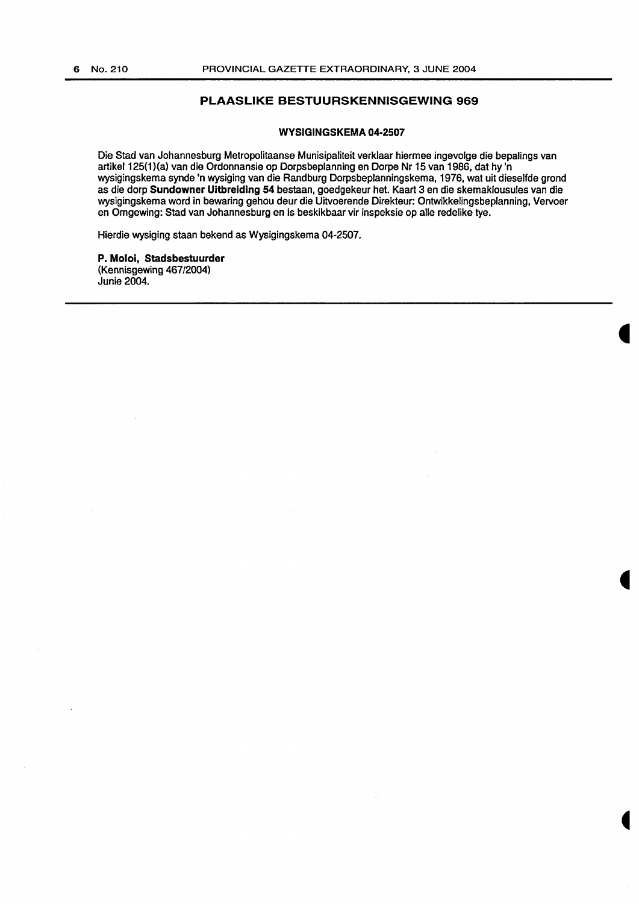## PLAASLIKE BESTUURSKENNISGEWING 969

### WYSIGINGSKEMA 04-2507

Die Stad van Johannesburg Metropolitaanse Munisipaliteit verklaar hiermee ingevolge die bepalings van artikel 125(1)(a) van die Ordonnansie op Dorpsbeplanning en Dorpe Nr 15 van 1986, dat hy 'n wysigingskema synde 'n wysiging van die Randburg Dorpsbeplanningskema, 1976, wat uit dieselfde grond as die dorp **Sundowner Uitbreiding 54** bestaan, goedgekeur het. Kaart 3 en die skemaklousules van die wysigingskema word in bewaring gehou deur die Uitvoerende Direkteur: Ontwikkelingsbeplanning, Vervoer en Omgewing: Stad van Johannesburg en is beskikbaar vir inspeksie op alle redelike tye.

Hierdie wysiging staan bekend as Wysigingskema 04-2507.

**P. Moloi, Stadsbestuurder**
(Kennisgewing 467/2004)
Junie 2004.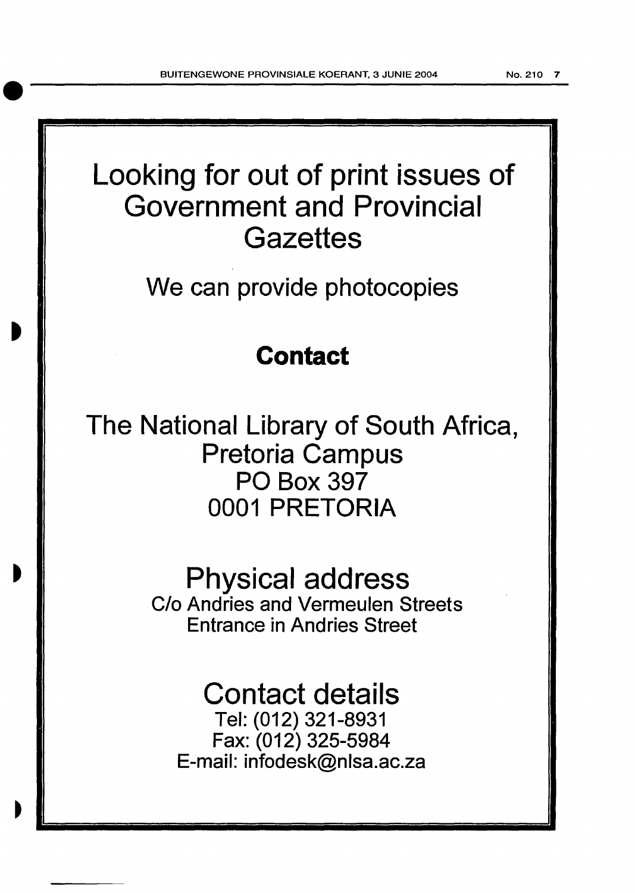# Looking for out of print issues of Government and Provincial Gazettes

We can provide photocopies

## **Contact**

The National Library of South Africa,
Pretoria Campus
PO Box 397
0001 PRETORIA

## Physical address

C/o Andries and Vermeulen Streets
Entrance in Andries Street

## Contact details

Tel: (012) 321-8931
Fax: (012) 325-5984
E-mail: infodesk@nlsa.ac.za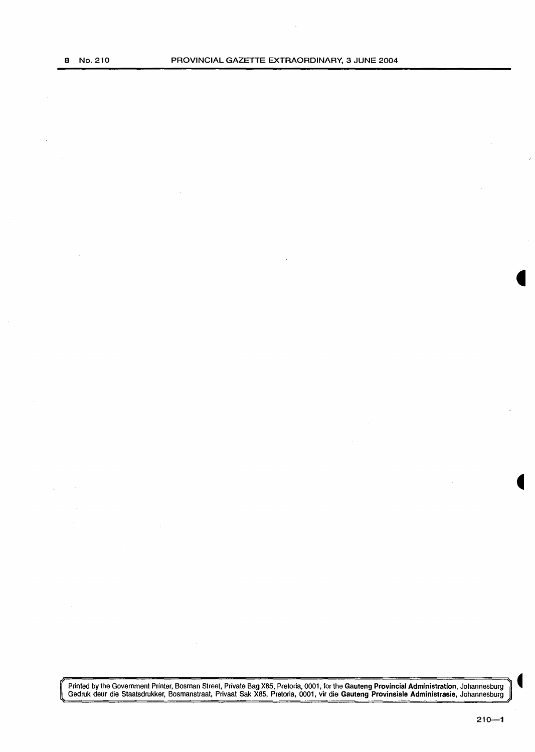Printed by the Government Printer, Bosman Street, Private Bag X85, Pretoria, 0001, for the **Gauteng Provincial Administration**, Johannesburg
Gedruk deur die Staatsdrukker, Bosmanstraat, Privaat Sak X85, Pretoria, 0001, vir die **Gauteng Provinsiale Administrasie**, Johannesburg

210—1